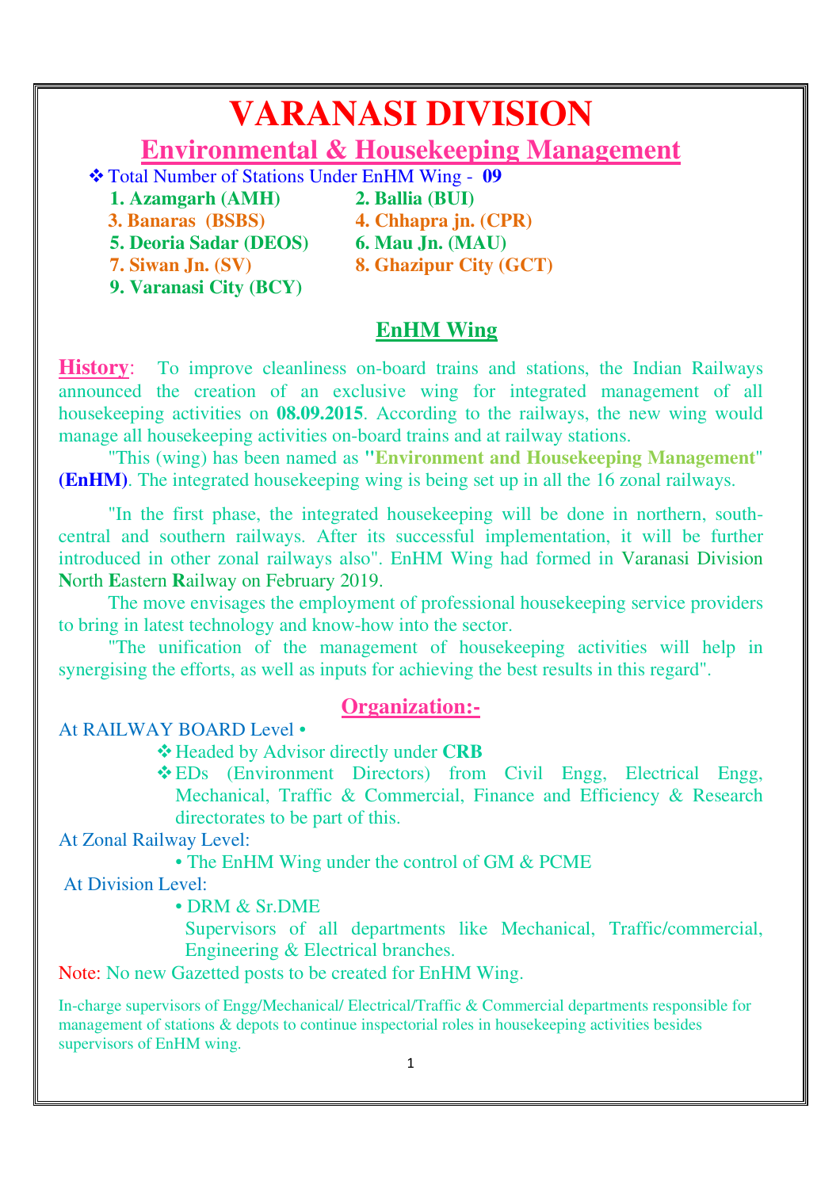# VARANASI DIVISION

## Environmental & Housekeeping Management

- Total Number of Stations Under EnHM Wing - **09**

**1. Azamgarh (AMH)**
**2. Ballia (BUI)**
**3. Banaras (BSBS)**
**4. Chhapra jn. (CPR)**
**5. Deoria Sadar (DEOS)**
**6. Mau Jn. (MAU)**
**7. Siwan Jn. (SV)**
**8. Ghazipur City (GCT)**
**9. Varanasi City (BCY)**

## EnHM Wing

**History**: To improve cleanliness on-board trains and stations, the Indian Railways announced the creation of an exclusive wing for integrated management of all housekeeping activities on **08.09.2015**. According to the railways, the new wing would manage all housekeeping activities on-board trains and at railway stations.

"This (wing) has been named as **"Environment and Housekeeping Management"** **(EnHM)**. The integrated housekeeping wing is being set up in all the 16 zonal railways.

"In the first phase, the integrated housekeeping will be done in northern, south-central and southern railways. After its successful implementation, it will be further introduced in other zonal railways also". EnHM Wing had formed in Varanasi Division **N**orth **E**astern **R**ailway on February 2019.

The move envisages the employment of professional housekeeping service providers to bring in latest technology and know-how into the sector.

"The unification of the management of housekeeping activities will help in synergising the efforts, as well as inputs for achieving the best results in this regard".

## Organization:-

At RAILWAY BOARD Level •

- Headed by Advisor directly under **CRB**
- EDs (Environment Directors) from Civil Engg, Electrical Engg, Mechanical, Traffic & Commercial, Finance and Efficiency & Research directorates to be part of this.

At Zonal Railway Level:

- The EnHM Wing under the control of GM & PCME

At Division Level:

- DRM & Sr.DME

  Supervisors of all departments like Mechanical, Traffic/commercial, Engineering & Electrical branches.

Note: No new Gazetted posts to be created for EnHM Wing.

In-charge supervisors of Engg/Mechanical/ Electrical/Traffic & Commercial departments responsible for management of stations & depots to continue inspectorial roles in housekeeping activities besides supervisors of EnHM wing.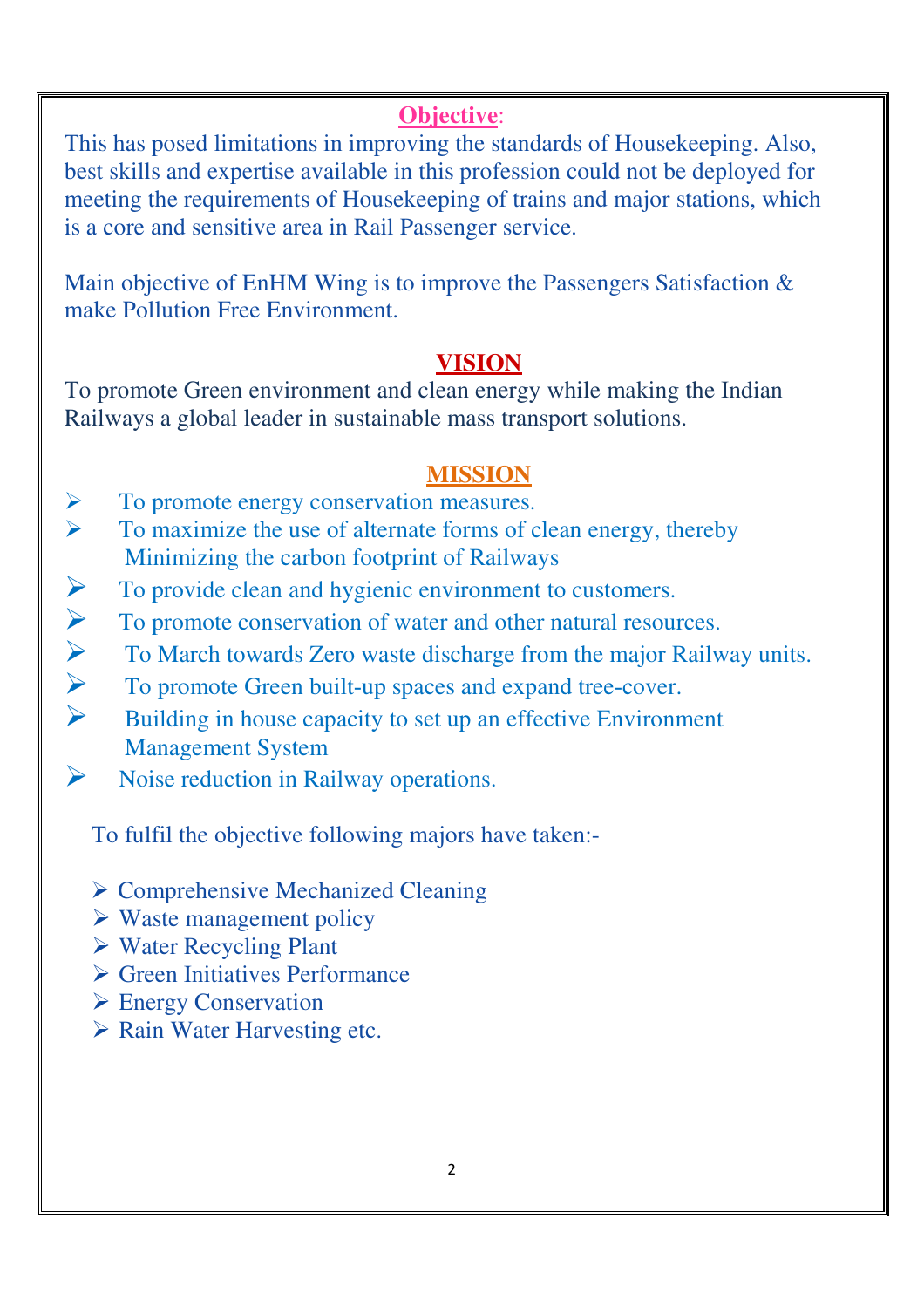## Objective:

This has posed limitations in improving the standards of Housekeeping. Also, best skills and expertise available in this profession could not be deployed for meeting the requirements of Housekeeping of trains and major stations, which is a core and sensitive area in Rail Passenger service.

Main objective of EnHM Wing is to improve the Passengers Satisfaction & make Pollution Free Environment.

## VISION

To promote Green environment and clean energy while making the Indian Railways a global leader in sustainable mass transport solutions.

## MISSION

- To promote energy conservation measures.
- To maximize the use of alternate forms of clean energy, thereby Minimizing the carbon footprint of Railways
- To provide clean and hygienic environment to customers.
- To promote conservation of water and other natural resources.
- To March towards Zero waste discharge from the major Railway units.
- To promote Green built-up spaces and expand tree-cover.
- Building in house capacity to set up an effective Environment Management System
- Noise reduction in Railway operations.

To fulfil the objective following majors have taken:-

- Comprehensive Mechanized Cleaning
- Waste management policy
- Water Recycling Plant
- Green Initiatives Performance
- Energy Conservation
- Rain Water Harvesting etc.